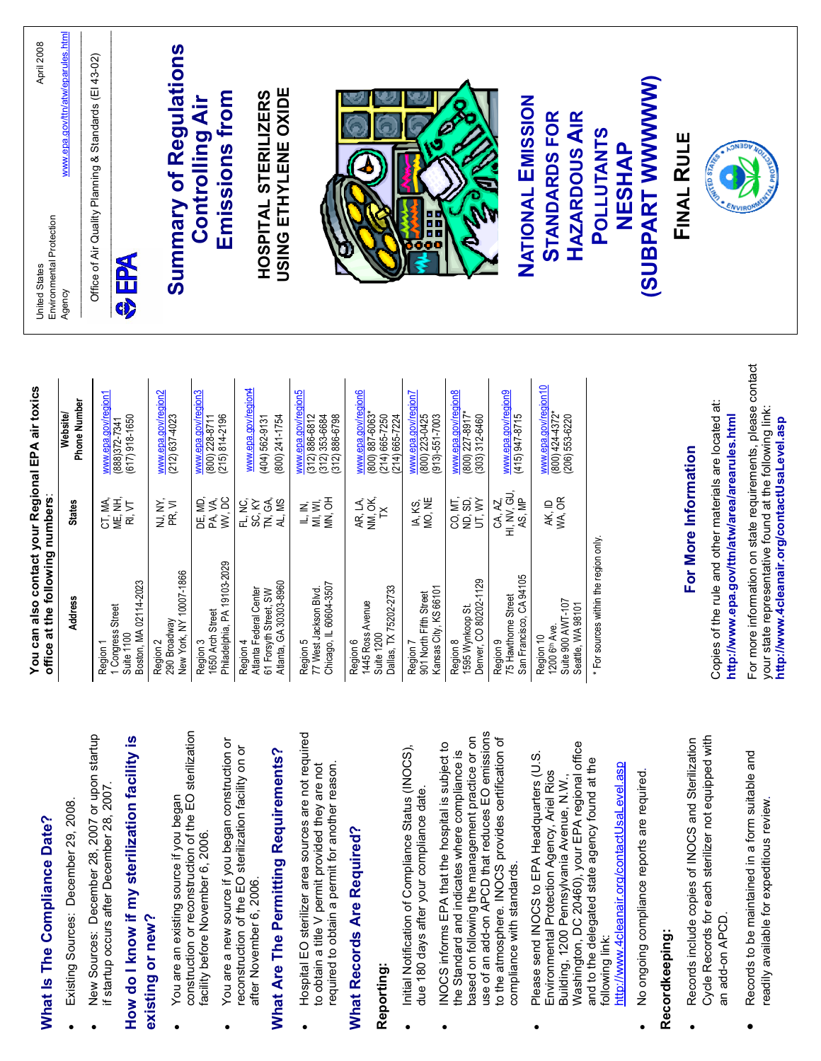## What Is The Compliance Date?

- Existing Sources: December 29, 2008.
- New Sources: December 28, 2007 or upon startup if startup occurs after December 28, 2007.

## How do I know if my sterilization facility is existing or new?

- You are an existing source if you began construction or reconstruction of the EO sterilization facility before November 6, 2006.
- You are a new source if you began construction or reconstruction of the EO sterilization facility on or after November 6, 2006.

## What Are The Permitting Requirements?

- Hospital EO sterilizer area sources are not required to obtain a title V permit provided they are not required to obtain a permit for another reason.

## What Records Are Required?

### Reporting:

- Initial Notification of Compliance Status (INOCS), due 180 days after your compliance date.
- INOCS informs EPA that the hospital is subject to the Standard and indicates where compliance is based on following the management practice or on use of an add-on APCD that reduces EO emissions to the atmosphere. INOCS provides certification of compliance with standards.
- Please send INOCS to EPA Headquarters (U.S. Environmental Protection Agency, Ariel Rios Building, 1200 Pennsylvania Avenue, N.W., Washington, DC 20460), your EPA regional office and to the delegated state agency found at the following link: http://www.4cleanair.org/contactUsaLevel.asp
- No ongoing compliance reports are required.

### Recordkeeping:

- Records include copies of INOCS and Sterilization Cycle Records for each sterilizer not equipped with an add-on APCD.
- Records to be maintained in a form suitable and readily available for expeditious review.

**You can also contact your Regional EPA air toxics office at the following numbers**:

| Address | States | Website/ Phone Number |
|---|---|---|
| Region 1<br>1 Congress Street<br>Suite 1100<br>Boston, MA 02114-2023 | CT, MA, ME, NH, RI, VT | www.epa.gov/region1<br>(888)372-7341<br>(617) 918-1650 |
| Region 2<br>290 Broadway<br>New York, NY 10007-1866 | NJ, NY, PR, VI | www.epa.gov/region2<br>(212) 637-4023 |
| Region 3<br>1650 Arch Street<br>Philadelphia, PA 19103-2029 | DE, MD, PA, VA, WV, DC | www.epa.gov/region3<br>(800) 228-8711<br>(215) 814-2196 |
| Region 4<br>Atlanta Federal Center<br>61 Forsyth Street, SW<br>Atlanta, GA 30303-8960 | FL, NC, SC, KY TN, GA, AL, MS | www.epa.gov/region4<br>(404) 562-9131<br>(800) 241-1754 |
| Region 5<br>77 West Jackson Blvd.<br>Chicago, IL 60604-3507 | IL, IN, MI, WI, MN, OH | www.epa.gov/region5<br>(312) 886-6812<br>(312) 353-6684<br>(312) 886-6798 |
| Region 6<br>1445 Ross Avenue<br>Suite 1200<br>Dallas, TX 75202-2733 | AR, LA, NM, OK, TX | www.epa.gov/region6<br>(800) 887-6063*<br>(214) 665-7250<br>(214) 665-7224 |
| Region 7<br>901 North Fifth Street<br>Kansas City, KS 66101 | IA, KS, MO, NE | www.epa.gov/region7<br>(800) 223-0425<br>(913)-551-7003 |
| Region 8<br>1595 Wynkoop St.<br>Denver, CO 80202-1129 | CO, MT, ND, SD, UT, WY | www.epa.gov/region8<br>(800) 227-8917*<br>(303) 312-6460 |
| Region 9<br>75 Hawthorne Street<br>San Francisco, CA 94105 | CA, AZ, HI, NV, GU, AS, MP | www.epa.gov/region9<br>(415) 947-8715 |
| Region 10<br>1200 6th Ave.<br>Suite 900 AWT-107<br>Seattle, WA 98101 | AK, ID WA, OR | www.epa.gov/region10<br>(800) 424-4372*<br>(206) 553-6220 |

\* For sources within the region only.

## For More Information

Copies of the rule and other materials are located at: **http://www.epa.gov/ttn/atw/area/arearules.html**

For more information on state requirements, please contact your state representative found at the following link: **http://www.4cleanair.org/contactUsaLevel.asp**

United States Environmental Protection Agency

April 2008

Office of Air Quality Planning & Standards (EI 43-02)

www.epa.gov/ttn/atw/eparules.html

EPA

# Summary of Regulations Controlling Air Emissions from

## HOSPITAL STERILIZERS USING ETHYLENE OXIDE

## NATIONAL EMISSION STANDARDS FOR HAZARDOUS AIR POLLUTANTS NESHAP (SUBPART WWWWW)

## FINAL RULE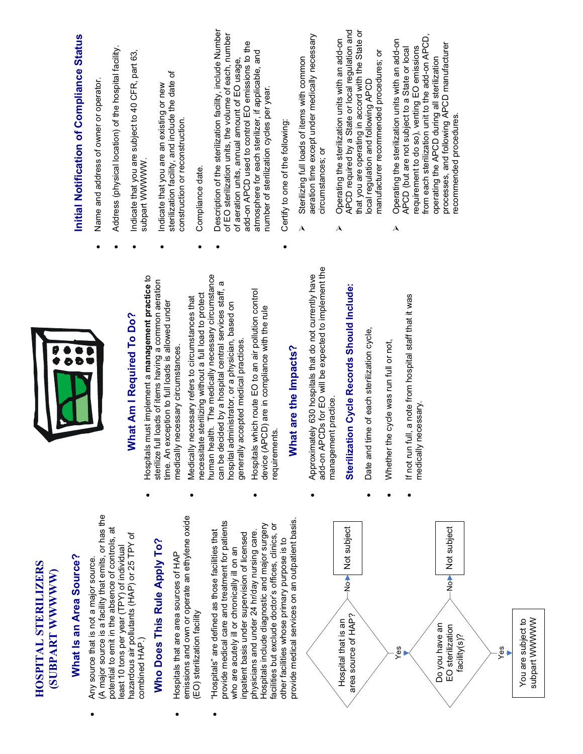# HOSPITAL STERILIZERS (SUBPART WWWWW)

## What Is an Area Source?

- Any source that is not a major source. (A major source is a facility that emits, or has the potential to emit in the absence of controls, at least 10 tons per year (TPY) of individual hazardous air pollutants (HAP) or 25 TPY of combined HAP.)

## Who Does This Rule Apply To?

- Hospitals that are area sources of HAP emissions and own or operate an ethylene oxide (EO) sterilization facility
- "Hospitals" are defined as those facilities that provide medical care and treatment for patients who are acutely ill or chronically ill on an inpatient basis under supervision of licensed physicians and under 24 hr/day nursing care. Hospitals include diagnostic and major surgery facilities but exclude doctor's offices, clinics, or other facilities whose primary purpose is to provide medical services on an outpatient basis.

Hospital that is an area source of HAP? — No → Not subject

Yes ↓

Do you have an EO sterilization facility(s)? — No → Not subject

Yes ↓

You are subject to subpart WWWWW

## What Am I Required To Do?

- Hospitals must implement a **management practice** to sterilize full loads of items having a common aeration time. An exception to full loads is allowed under medically necessary circumstances.
- Medically necessary refers to circumstances that necessitate sterilizing without a full load to protect human health. The medically necessary circumstance can be decided by a hospital central services staff, a hospital administrator, or a physician, based on generally accepted medical practices.
- Hospitals which route EO to an air pollution control device (APCD) are in compliance with the rule requirements.

## What are the Impacts?

- Approximately 630 hospitals that do not currently have add-on APCDs for EO will be expected to implement the management practice.

## Sterilization Cycle Records Should Include:

- Date and time of each sterilization cycle,
- Whether the cycle was run full or not,
- If not run full, a note from hospital staff that it was medically necessary.

## Initial Notification of Compliance Status

- Name and address of owner or operator.
- Address (physical location) of the hospital facility.
- Indicate that you are subject to 40 CFR, part 63, subpart WWWWW.
- Indicate that you are an existing or new sterilization facility, and include the date of construction or reconstruction.
- Compliance date.
- Description of the sterilization facility, include Number of EO sterilization units, the volume of each, number of aeration units, annual amount of EO usage, add-on APCD used to control EO emissions to the atmosphere for each sterilizer, if applicable, and number of sterilization cycles per year.
- Certify to one of the following:
  - Sterilizing full loads of items with common aeration time except under medically necessary circumstances; or
  - Operating the sterilization units with an add-on APCD required by a State or local regulation and that you are operating in accord with the State or local regulation and following APCD manufacturer recommended procedures; or
  - Operating the sterilization units with an add-on APCD (but are not subject to a State or local requirement to do so), venting EO emissions from each sterilization unit to the add-on APCD, operating the APCD during all sterilization processes, and following APCD manufacturer recommended procedures.